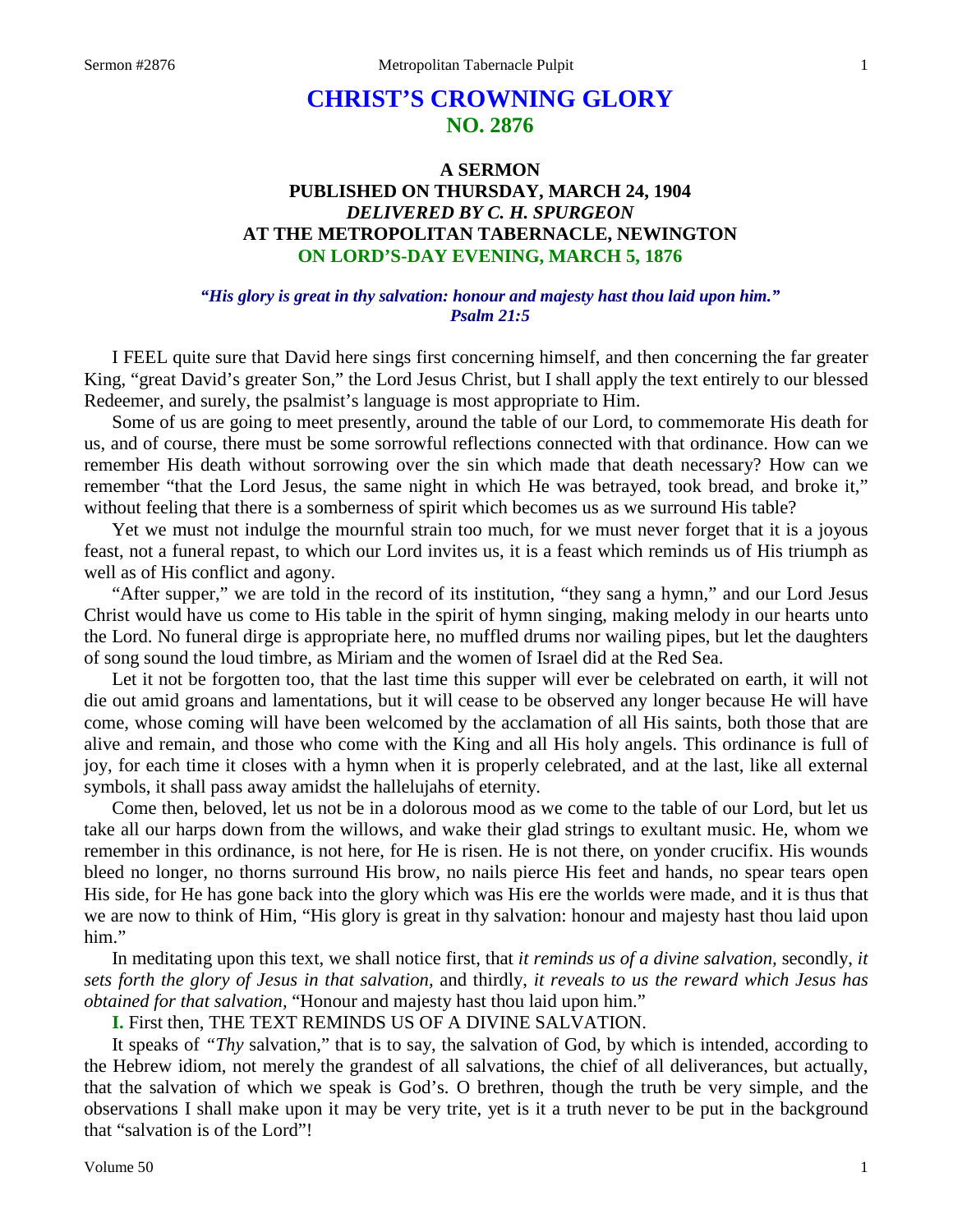# CHRIST'S CROWNING GLORY
## NO. 2876

### A SERMON
### PUBLISHED ON THURSDAY, MARCH 24, 1904
### *DELIVERED BY C. H. SPURGEON*
### AT THE METROPOLITAN TABERNACLE, NEWINGTON
### ON LORD'S-DAY EVENING, MARCH 5, 1876

***"His glory is great in thy salvation: honour and majesty hast thou laid upon him." Psalm 21:5***

I FEEL quite sure that David here sings first concerning himself, and then concerning the far greater King, "great David's greater Son," the Lord Jesus Christ, but I shall apply the text entirely to our blessed Redeemer, and surely, the psalmist's language is most appropriate to Him.

Some of us are going to meet presently, around the table of our Lord, to commemorate His death for us, and of course, there must be some sorrowful reflections connected with that ordinance. How can we remember His death without sorrowing over the sin which made that death necessary? How can we remember "that the Lord Jesus, the same night in which He was betrayed, took bread, and broke it," without feeling that there is a somberness of spirit which becomes us as we surround His table?

Yet we must not indulge the mournful strain too much, for we must never forget that it is a joyous feast, not a funeral repast, to which our Lord invites us, it is a feast which reminds us of His triumph as well as of His conflict and agony.

"After supper," we are told in the record of its institution, "they sang a hymn," and our Lord Jesus Christ would have us come to His table in the spirit of hymn singing, making melody in our hearts unto the Lord. No funeral dirge is appropriate here, no muffled drums nor wailing pipes, but let the daughters of song sound the loud timbre, as Miriam and the women of Israel did at the Red Sea.

Let it not be forgotten too, that the last time this supper will ever be celebrated on earth, it will not die out amid groans and lamentations, but it will cease to be observed any longer because He will have come, whose coming will have been welcomed by the acclamation of all His saints, both those that are alive and remain, and those who come with the King and all His holy angels. This ordinance is full of joy, for each time it closes with a hymn when it is properly celebrated, and at the last, like all external symbols, it shall pass away amidst the hallelujahs of eternity.

Come then, beloved, let us not be in a dolorous mood as we come to the table of our Lord, but let us take all our harps down from the willows, and wake their glad strings to exultant music. He, whom we remember in this ordinance, is not here, for He is risen. He is not there, on yonder crucifix. His wounds bleed no longer, no thorns surround His brow, no nails pierce His feet and hands, no spear tears open His side, for He has gone back into the glory which was His ere the worlds were made, and it is thus that we are now to think of Him, "His glory is great in thy salvation: honour and majesty hast thou laid upon him."

In meditating upon this text, we shall notice first, that *it reminds us of a divine salvation*, secondly, *it sets forth the glory of Jesus in that salvation,* and thirdly, *it reveals to us the reward which Jesus has obtained for that salvation*, "Honour and majesty hast thou laid upon him."

**I.** First then, THE TEXT REMINDS US OF A DIVINE SALVATION.

It speaks of *"Thy* salvation," that is to say, the salvation of God, by which is intended, according to the Hebrew idiom, not merely the grandest of all salvations, the chief of all deliverances, but actually, that the salvation of which we speak is God's. O brethren, though the truth be very simple, and the observations I shall make upon it may be very trite, yet is it a truth never to be put in the background that "salvation is of the Lord"!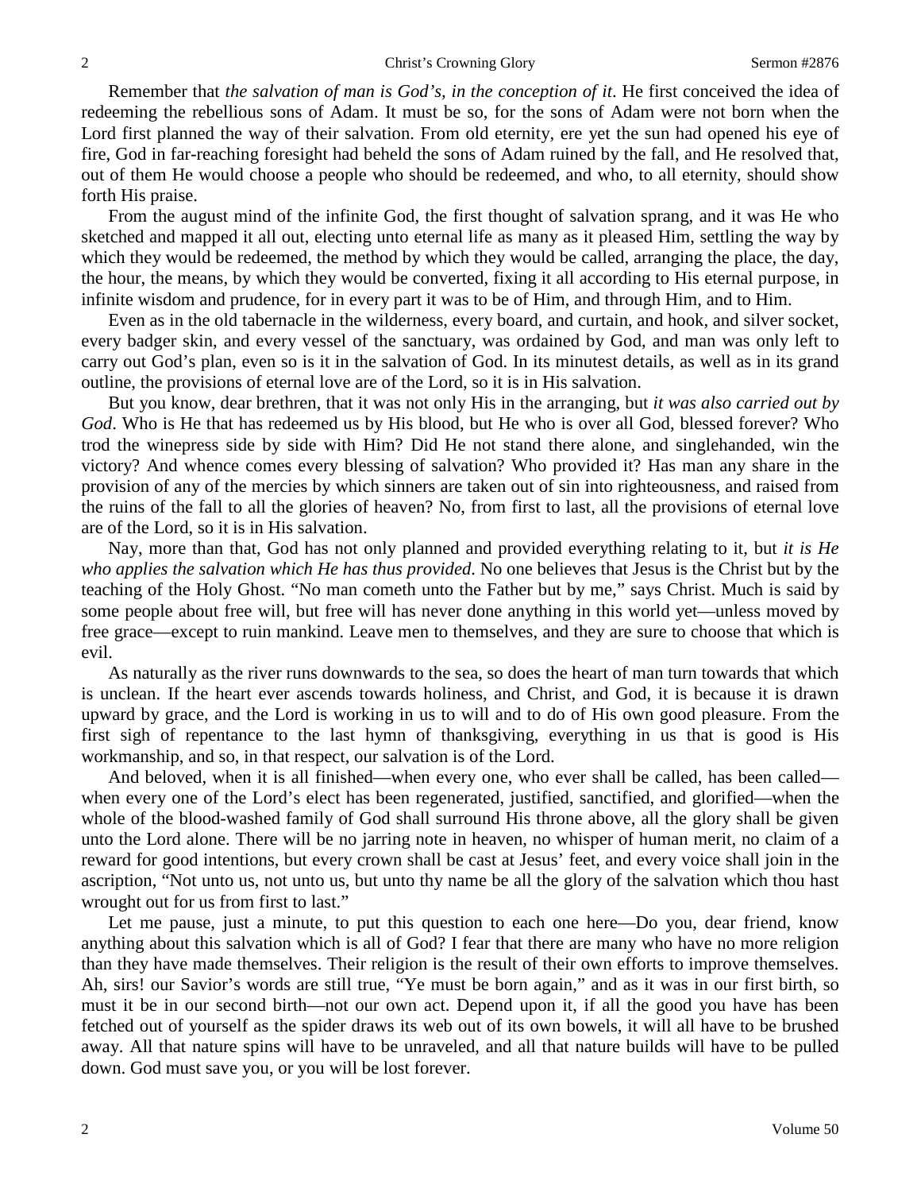Remember that *the salvation of man is God's, in the conception of it*. He first conceived the idea of redeeming the rebellious sons of Adam. It must be so, for the sons of Adam were not born when the Lord first planned the way of their salvation. From old eternity, ere yet the sun had opened his eye of fire, God in far-reaching foresight had beheld the sons of Adam ruined by the fall, and He resolved that, out of them He would choose a people who should be redeemed, and who, to all eternity, should show forth His praise.

From the august mind of the infinite God, the first thought of salvation sprang, and it was He who sketched and mapped it all out, electing unto eternal life as many as it pleased Him, settling the way by which they would be redeemed, the method by which they would be called, arranging the place, the day, the hour, the means, by which they would be converted, fixing it all according to His eternal purpose, in infinite wisdom and prudence, for in every part it was to be of Him, and through Him, and to Him.

Even as in the old tabernacle in the wilderness, every board, and curtain, and hook, and silver socket, every badger skin, and every vessel of the sanctuary, was ordained by God, and man was only left to carry out God's plan, even so is it in the salvation of God. In its minutest details, as well as in its grand outline, the provisions of eternal love are of the Lord, so it is in His salvation.

But you know, dear brethren, that it was not only His in the arranging, but *it was also carried out by God*. Who is He that has redeemed us by His blood, but He who is over all God, blessed forever? Who trod the winepress side by side with Him? Did He not stand there alone, and singlehanded, win the victory? And whence comes every blessing of salvation? Who provided it? Has man any share in the provision of any of the mercies by which sinners are taken out of sin into righteousness, and raised from the ruins of the fall to all the glories of heaven? No, from first to last, all the provisions of eternal love are of the Lord, so it is in His salvation.

Nay, more than that, God has not only planned and provided everything relating to it, but *it is He who applies the salvation which He has thus provided*. No one believes that Jesus is the Christ but by the teaching of the Holy Ghost. "No man cometh unto the Father but by me," says Christ. Much is said by some people about free will, but free will has never done anything in this world yet—unless moved by free grace—except to ruin mankind. Leave men to themselves, and they are sure to choose that which is evil.

As naturally as the river runs downwards to the sea, so does the heart of man turn towards that which is unclean. If the heart ever ascends towards holiness, and Christ, and God, it is because it is drawn upward by grace, and the Lord is working in us to will and to do of His own good pleasure. From the first sigh of repentance to the last hymn of thanksgiving, everything in us that is good is His workmanship, and so, in that respect, our salvation is of the Lord.

And beloved, when it is all finished—when every one, who ever shall be called, has been called—when every one of the Lord's elect has been regenerated, justified, sanctified, and glorified—when the whole of the blood-washed family of God shall surround His throne above, all the glory shall be given unto the Lord alone. There will be no jarring note in heaven, no whisper of human merit, no claim of a reward for good intentions, but every crown shall be cast at Jesus' feet, and every voice shall join in the ascription, "Not unto us, not unto us, but unto thy name be all the glory of the salvation which thou hast wrought out for us from first to last."

Let me pause, just a minute, to put this question to each one here—Do you, dear friend, know anything about this salvation which is all of God? I fear that there are many who have no more religion than they have made themselves. Their religion is the result of their own efforts to improve themselves. Ah, sirs! our Savior's words are still true, "Ye must be born again," and as it was in our first birth, so must it be in our second birth—not our own act. Depend upon it, if all the good you have has been fetched out of yourself as the spider draws its web out of its own bowels, it will all have to be brushed away. All that nature spins will have to be unraveled, and all that nature builds will have to be pulled down. God must save you, or you will be lost forever.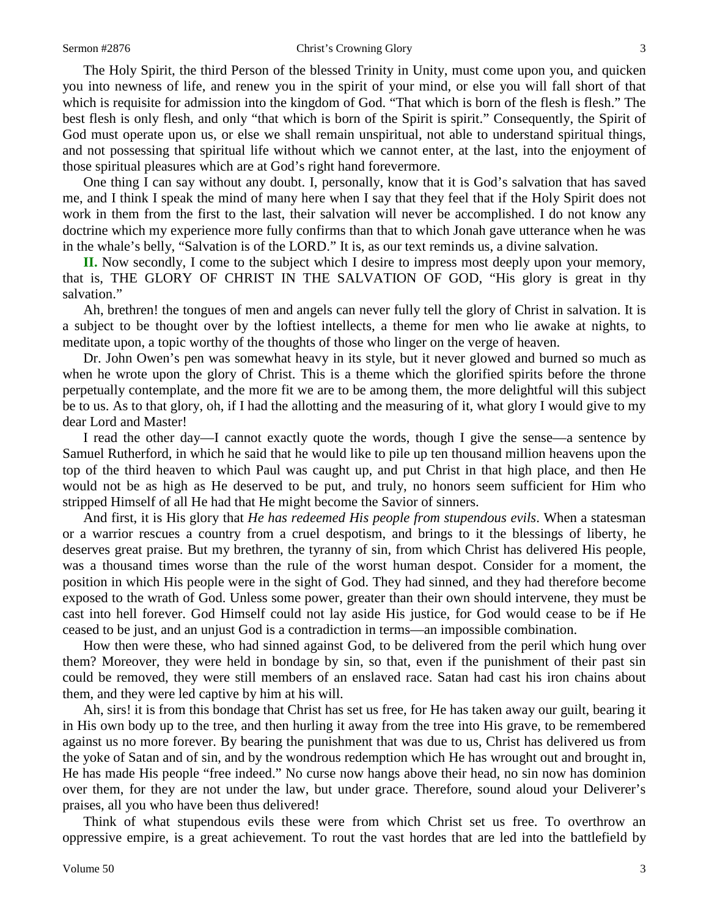The Holy Spirit, the third Person of the blessed Trinity in Unity, must come upon you, and quicken you into newness of life, and renew you in the spirit of your mind, or else you will fall short of that which is requisite for admission into the kingdom of God. "That which is born of the flesh is flesh." The best flesh is only flesh, and only "that which is born of the Spirit is spirit." Consequently, the Spirit of God must operate upon us, or else we shall remain unspiritual, not able to understand spiritual things, and not possessing that spiritual life without which we cannot enter, at the last, into the enjoyment of those spiritual pleasures which are at God's right hand forevermore.

One thing I can say without any doubt. I, personally, know that it is God's salvation that has saved me, and I think I speak the mind of many here when I say that they feel that if the Holy Spirit does not work in them from the first to the last, their salvation will never be accomplished. I do not know any doctrine which my experience more fully confirms than that to which Jonah gave utterance when he was in the whale's belly, "Salvation is of the LORD." It is, as our text reminds us, a divine salvation.

**II.** Now secondly, I come to the subject which I desire to impress most deeply upon your memory, that is, THE GLORY OF CHRIST IN THE SALVATION OF GOD, "His glory is great in thy salvation."

Ah, brethren! the tongues of men and angels can never fully tell the glory of Christ in salvation. It is a subject to be thought over by the loftiest intellects, a theme for men who lie awake at nights, to meditate upon, a topic worthy of the thoughts of those who linger on the verge of heaven.

Dr. John Owen's pen was somewhat heavy in its style, but it never glowed and burned so much as when he wrote upon the glory of Christ. This is a theme which the glorified spirits before the throne perpetually contemplate, and the more fit we are to be among them, the more delightful will this subject be to us. As to that glory, oh, if I had the allotting and the measuring of it, what glory I would give to my dear Lord and Master!

I read the other day—I cannot exactly quote the words, though I give the sense—a sentence by Samuel Rutherford, in which he said that he would like to pile up ten thousand million heavens upon the top of the third heaven to which Paul was caught up, and put Christ in that high place, and then He would not be as high as He deserved to be put, and truly, no honors seem sufficient for Him who stripped Himself of all He had that He might become the Savior of sinners.

And first, it is His glory that *He has redeemed His people from stupendous evils*. When a statesman or a warrior rescues a country from a cruel despotism, and brings to it the blessings of liberty, he deserves great praise. But my brethren, the tyranny of sin, from which Christ has delivered His people, was a thousand times worse than the rule of the worst human despot. Consider for a moment, the position in which His people were in the sight of God. They had sinned, and they had therefore become exposed to the wrath of God. Unless some power, greater than their own should intervene, they must be cast into hell forever. God Himself could not lay aside His justice, for God would cease to be if He ceased to be just, and an unjust God is a contradiction in terms—an impossible combination.

How then were these, who had sinned against God, to be delivered from the peril which hung over them? Moreover, they were held in bondage by sin, so that, even if the punishment of their past sin could be removed, they were still members of an enslaved race. Satan had cast his iron chains about them, and they were led captive by him at his will.

Ah, sirs! it is from this bondage that Christ has set us free, for He has taken away our guilt, bearing it in His own body up to the tree, and then hurling it away from the tree into His grave, to be remembered against us no more forever. By bearing the punishment that was due to us, Christ has delivered us from the yoke of Satan and of sin, and by the wondrous redemption which He has wrought out and brought in, He has made His people "free indeed." No curse now hangs above their head, no sin now has dominion over them, for they are not under the law, but under grace. Therefore, sound aloud your Deliverer's praises, all you who have been thus delivered!

Think of what stupendous evils these were from which Christ set us free. To overthrow an oppressive empire, is a great achievement. To rout the vast hordes that are led into the battlefield by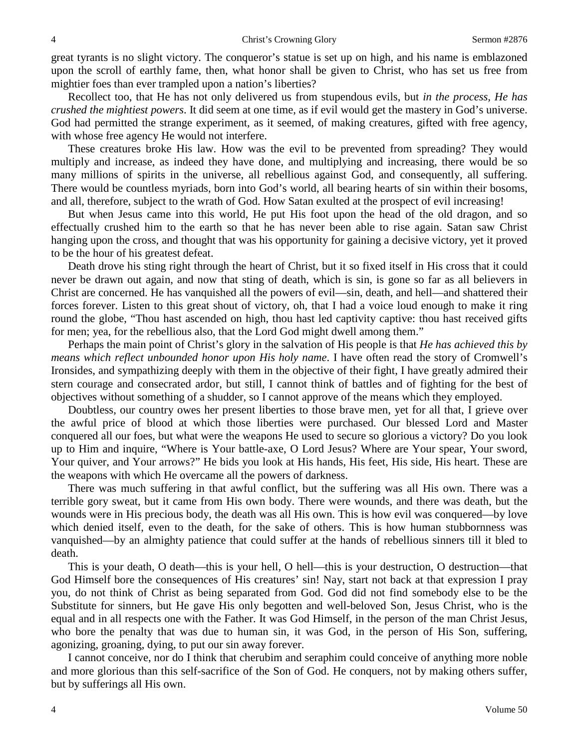great tyrants is no slight victory. The conqueror's statue is set up on high, and his name is emblazoned upon the scroll of earthly fame, then, what honor shall be given to Christ, who has set us free from mightier foes than ever trampled upon a nation's liberties?

Recollect too, that He has not only delivered us from stupendous evils, but *in the process, He has crushed the mightiest powers*. It did seem at one time, as if evil would get the mastery in God's universe. God had permitted the strange experiment, as it seemed, of making creatures, gifted with free agency, with whose free agency He would not interfere.

These creatures broke His law. How was the evil to be prevented from spreading? They would multiply and increase, as indeed they have done, and multiplying and increasing, there would be so many millions of spirits in the universe, all rebellious against God, and consequently, all suffering. There would be countless myriads, born into God's world, all bearing hearts of sin within their bosoms, and all, therefore, subject to the wrath of God. How Satan exulted at the prospect of evil increasing!

But when Jesus came into this world, He put His foot upon the head of the old dragon, and so effectually crushed him to the earth so that he has never been able to rise again. Satan saw Christ hanging upon the cross, and thought that was his opportunity for gaining a decisive victory, yet it proved to be the hour of his greatest defeat.

Death drove his sting right through the heart of Christ, but it so fixed itself in His cross that it could never be drawn out again, and now that sting of death, which is sin, is gone so far as all believers in Christ are concerned. He has vanquished all the powers of evil—sin, death, and hell—and shattered their forces forever. Listen to this great shout of victory, oh, that I had a voice loud enough to make it ring round the globe, "Thou hast ascended on high, thou hast led captivity captive: thou hast received gifts for men; yea, for the rebellious also, that the Lord God might dwell among them."

Perhaps the main point of Christ's glory in the salvation of His people is that *He has achieved this by means which reflect unbounded honor upon His holy name*. I have often read the story of Cromwell's Ironsides, and sympathizing deeply with them in the objective of their fight, I have greatly admired their stern courage and consecrated ardor, but still, I cannot think of battles and of fighting for the best of objectives without something of a shudder, so I cannot approve of the means which they employed.

Doubtless, our country owes her present liberties to those brave men, yet for all that, I grieve over the awful price of blood at which those liberties were purchased. Our blessed Lord and Master conquered all our foes, but what were the weapons He used to secure so glorious a victory? Do you look up to Him and inquire, "Where is Your battle-axe, O Lord Jesus? Where are Your spear, Your sword, Your quiver, and Your arrows?" He bids you look at His hands, His feet, His side, His heart. These are the weapons with which He overcame all the powers of darkness.

There was much suffering in that awful conflict, but the suffering was all His own. There was a terrible gory sweat, but it came from His own body. There were wounds, and there was death, but the wounds were in His precious body, the death was all His own. This is how evil was conquered—by love which denied itself, even to the death, for the sake of others. This is how human stubbornness was vanquished—by an almighty patience that could suffer at the hands of rebellious sinners till it bled to death.

This is your death, O death—this is your hell, O hell—this is your destruction, O destruction—that God Himself bore the consequences of His creatures' sin! Nay, start not back at that expression I pray you, do not think of Christ as being separated from God. God did not find somebody else to be the Substitute for sinners, but He gave His only begotten and well-beloved Son, Jesus Christ, who is the equal and in all respects one with the Father. It was God Himself, in the person of the man Christ Jesus, who bore the penalty that was due to human sin, it was God, in the person of His Son, suffering, agonizing, groaning, dying, to put our sin away forever.

I cannot conceive, nor do I think that cherubim and seraphim could conceive of anything more noble and more glorious than this self-sacrifice of the Son of God. He conquers, not by making others suffer, but by sufferings all His own.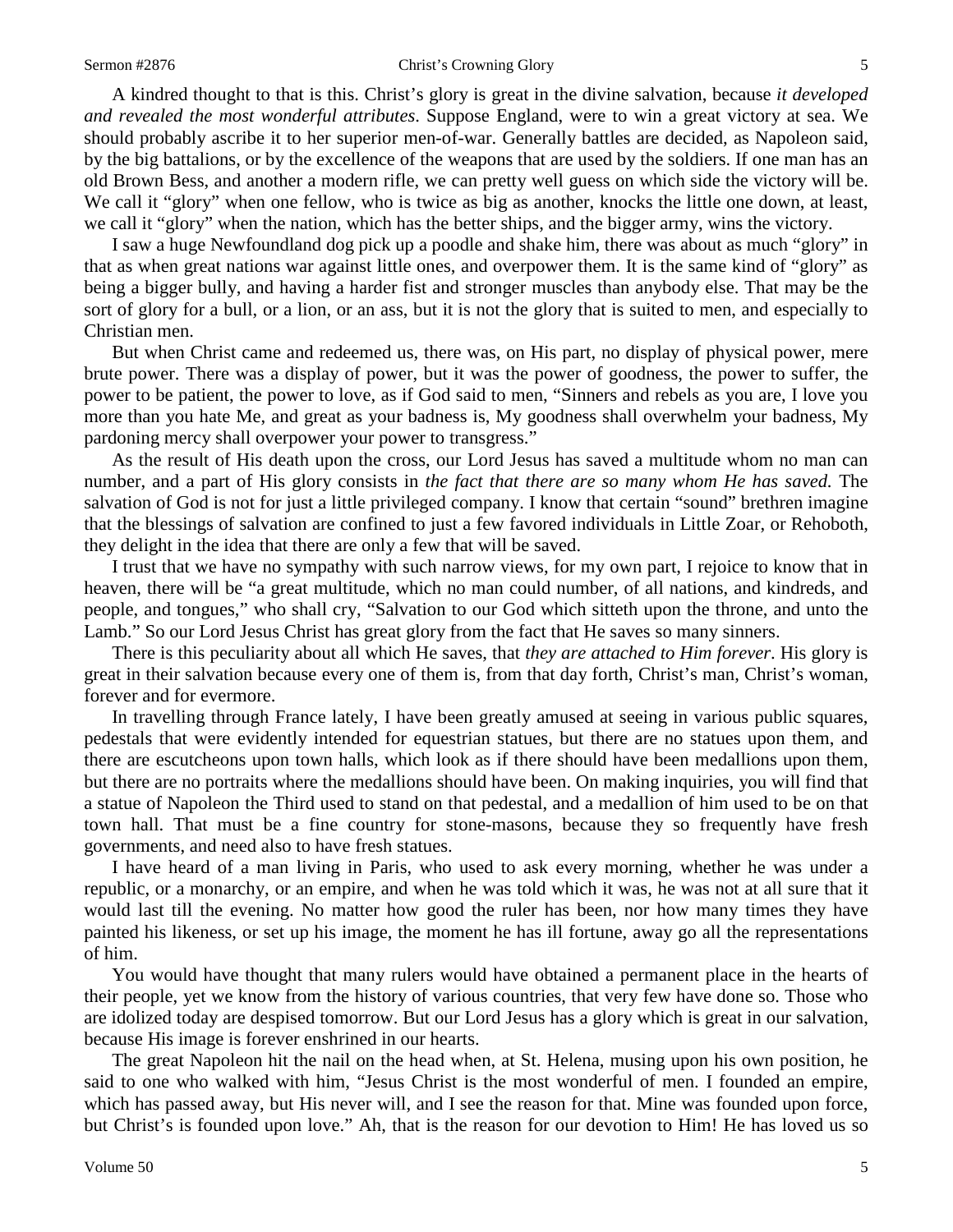A kindred thought to that is this. Christ's glory is great in the divine salvation, because *it developed and revealed the most wonderful attributes*. Suppose England, were to win a great victory at sea. We should probably ascribe it to her superior men-of-war. Generally battles are decided, as Napoleon said, by the big battalions, or by the excellence of the weapons that are used by the soldiers. If one man has an old Brown Bess, and another a modern rifle, we can pretty well guess on which side the victory will be. We call it "glory" when one fellow, who is twice as big as another, knocks the little one down, at least, we call it "glory" when the nation, which has the better ships, and the bigger army, wins the victory.

I saw a huge Newfoundland dog pick up a poodle and shake him, there was about as much "glory" in that as when great nations war against little ones, and overpower them. It is the same kind of "glory" as being a bigger bully, and having a harder fist and stronger muscles than anybody else. That may be the sort of glory for a bull, or a lion, or an ass, but it is not the glory that is suited to men, and especially to Christian men.

But when Christ came and redeemed us, there was, on His part, no display of physical power, mere brute power. There was a display of power, but it was the power of goodness, the power to suffer, the power to be patient, the power to love, as if God said to men, "Sinners and rebels as you are, I love you more than you hate Me, and great as your badness is, My goodness shall overwhelm your badness, My pardoning mercy shall overpower your power to transgress."

As the result of His death upon the cross, our Lord Jesus has saved a multitude whom no man can number, and a part of His glory consists in *the fact that there are so many whom He has saved.* The salvation of God is not for just a little privileged company. I know that certain "sound" brethren imagine that the blessings of salvation are confined to just a few favored individuals in Little Zoar, or Rehoboth, they delight in the idea that there are only a few that will be saved.

I trust that we have no sympathy with such narrow views, for my own part, I rejoice to know that in heaven, there will be "a great multitude, which no man could number, of all nations, and kindreds, and people, and tongues," who shall cry, "Salvation to our God which sitteth upon the throne, and unto the Lamb." So our Lord Jesus Christ has great glory from the fact that He saves so many sinners.

There is this peculiarity about all which He saves, that *they are attached to Him forever*. His glory is great in their salvation because every one of them is, from that day forth, Christ's man, Christ's woman, forever and for evermore.

In travelling through France lately, I have been greatly amused at seeing in various public squares, pedestals that were evidently intended for equestrian statues, but there are no statues upon them, and there are escutcheons upon town halls, which look as if there should have been medallions upon them, but there are no portraits where the medallions should have been. On making inquiries, you will find that a statue of Napoleon the Third used to stand on that pedestal, and a medallion of him used to be on that town hall. That must be a fine country for stone-masons, because they so frequently have fresh governments, and need also to have fresh statues.

I have heard of a man living in Paris, who used to ask every morning, whether he was under a republic, or a monarchy, or an empire, and when he was told which it was, he was not at all sure that it would last till the evening. No matter how good the ruler has been, nor how many times they have painted his likeness, or set up his image, the moment he has ill fortune, away go all the representations of him.

You would have thought that many rulers would have obtained a permanent place in the hearts of their people, yet we know from the history of various countries, that very few have done so. Those who are idolized today are despised tomorrow. But our Lord Jesus has a glory which is great in our salvation, because His image is forever enshrined in our hearts.

The great Napoleon hit the nail on the head when, at St. Helena, musing upon his own position, he said to one who walked with him, "Jesus Christ is the most wonderful of men. I founded an empire, which has passed away, but His never will, and I see the reason for that. Mine was founded upon force, but Christ's is founded upon love." Ah, that is the reason for our devotion to Him! He has loved us so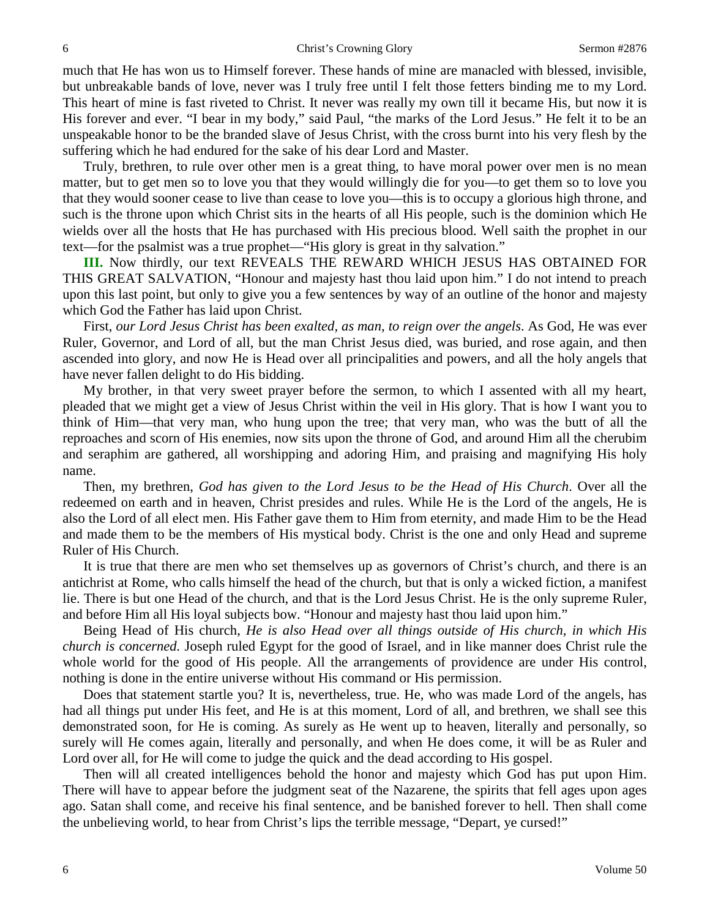much that He has won us to Himself forever. These hands of mine are manacled with blessed, invisible, but unbreakable bands of love, never was I truly free until I felt those fetters binding me to my Lord. This heart of mine is fast riveted to Christ. It never was really my own till it became His, but now it is His forever and ever. "I bear in my body," said Paul, "the marks of the Lord Jesus." He felt it to be an unspeakable honor to be the branded slave of Jesus Christ, with the cross burnt into his very flesh by the suffering which he had endured for the sake of his dear Lord and Master.

Truly, brethren, to rule over other men is a great thing, to have moral power over men is no mean matter, but to get men so to love you that they would willingly die for you—to get them so to love you that they would sooner cease to live than cease to love you—this is to occupy a glorious high throne, and such is the throne upon which Christ sits in the hearts of all His people, such is the dominion which He wields over all the hosts that He has purchased with His precious blood. Well saith the prophet in our text—for the psalmist was a true prophet—"His glory is great in thy salvation."

**III.** Now thirdly, our text REVEALS THE REWARD WHICH JESUS HAS OBTAINED FOR THIS GREAT SALVATION, "Honour and majesty hast thou laid upon him." I do not intend to preach upon this last point, but only to give you a few sentences by way of an outline of the honor and majesty which God the Father has laid upon Christ.

First, *our Lord Jesus Christ has been exalted, as man, to reign over the angels*. As God, He was ever Ruler, Governor, and Lord of all, but the man Christ Jesus died, was buried, and rose again, and then ascended into glory, and now He is Head over all principalities and powers, and all the holy angels that have never fallen delight to do His bidding.

My brother, in that very sweet prayer before the sermon, to which I assented with all my heart, pleaded that we might get a view of Jesus Christ within the veil in His glory. That is how I want you to think of Him—that very man, who hung upon the tree; that very man, who was the butt of all the reproaches and scorn of His enemies, now sits upon the throne of God, and around Him all the cherubim and seraphim are gathered, all worshipping and adoring Him, and praising and magnifying His holy name.

Then, my brethren, *God has given to the Lord Jesus to be the Head of His Church*. Over all the redeemed on earth and in heaven, Christ presides and rules. While He is the Lord of the angels, He is also the Lord of all elect men. His Father gave them to Him from eternity, and made Him to be the Head and made them to be the members of His mystical body. Christ is the one and only Head and supreme Ruler of His Church.

It is true that there are men who set themselves up as governors of Christ's church, and there is an antichrist at Rome, who calls himself the head of the church, but that is only a wicked fiction, a manifest lie. There is but one Head of the church, and that is the Lord Jesus Christ. He is the only supreme Ruler, and before Him all His loyal subjects bow. "Honour and majesty hast thou laid upon him."

Being Head of His church, *He is also Head over all things outside of His church, in which His church is concerned.* Joseph ruled Egypt for the good of Israel, and in like manner does Christ rule the whole world for the good of His people. All the arrangements of providence are under His control, nothing is done in the entire universe without His command or His permission.

Does that statement startle you? It is, nevertheless, true. He, who was made Lord of the angels, has had all things put under His feet, and He is at this moment, Lord of all, and brethren, we shall see this demonstrated soon, for He is coming. As surely as He went up to heaven, literally and personally, so surely will He comes again, literally and personally, and when He does come, it will be as Ruler and Lord over all, for He will come to judge the quick and the dead according to His gospel.

Then will all created intelligences behold the honor and majesty which God has put upon Him. There will have to appear before the judgment seat of the Nazarene, the spirits that fell ages upon ages ago. Satan shall come, and receive his final sentence, and be banished forever to hell. Then shall come the unbelieving world, to hear from Christ's lips the terrible message, "Depart, ye cursed!"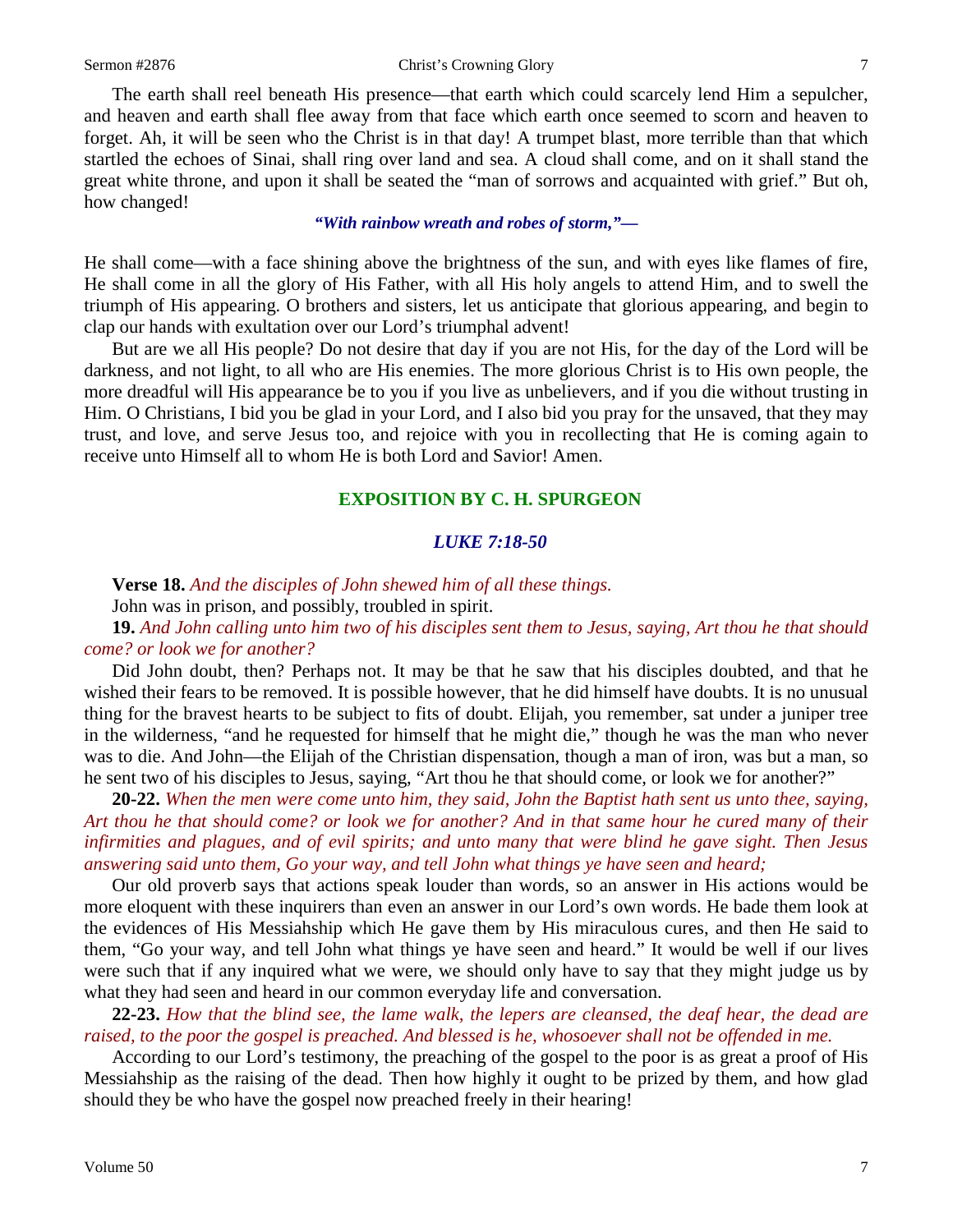The earth shall reel beneath His presence—that earth which could scarcely lend Him a sepulcher, and heaven and earth shall flee away from that face which earth once seemed to scorn and heaven to forget. Ah, it will be seen who the Christ is in that day! A trumpet blast, more terrible than that which startled the echoes of Sinai, shall ring over land and sea. A cloud shall come, and on it shall stand the great white throne, and upon it shall be seated the "man of sorrows and acquainted with grief." But oh, how changed!

> ***"With rainbow wreath and robes of storm,"—***

He shall come—with a face shining above the brightness of the sun, and with eyes like flames of fire, He shall come in all the glory of His Father, with all His holy angels to attend Him, and to swell the triumph of His appearing. O brothers and sisters, let us anticipate that glorious appearing, and begin to clap our hands with exultation over our Lord's triumphal advent!

But are we all His people? Do not desire that day if you are not His, for the day of the Lord will be darkness, and not light, to all who are His enemies. The more glorious Christ is to His own people, the more dreadful will His appearance be to you if you live as unbelievers, and if you die without trusting in Him. O Christians, I bid you be glad in your Lord, and I also bid you pray for the unsaved, that they may trust, and love, and serve Jesus too, and rejoice with you in recollecting that He is coming again to receive unto Himself all to whom He is both Lord and Savior! Amen.

## EXPOSITION BY C. H. SPURGEON

### *LUKE 7:18-50*

**Verse 18.** *And the disciples of John shewed him of all these things.*

John was in prison, and possibly, troubled in spirit.

**19.** *And John calling unto him two of his disciples sent them to Jesus, saying, Art thou he that should come? or look we for another?*

Did John doubt, then? Perhaps not. It may be that he saw that his disciples doubted, and that he wished their fears to be removed. It is possible however, that he did himself have doubts. It is no unusual thing for the bravest hearts to be subject to fits of doubt. Elijah, you remember, sat under a juniper tree in the wilderness, "and he requested for himself that he might die," though he was the man who never was to die. And John—the Elijah of the Christian dispensation, though a man of iron, was but a man, so he sent two of his disciples to Jesus, saying, "Art thou he that should come, or look we for another?"

**20-22.** *When the men were come unto him, they said, John the Baptist hath sent us unto thee, saying, Art thou he that should come? or look we for another? And in that same hour he cured many of their infirmities and plagues, and of evil spirits; and unto many that were blind he gave sight. Then Jesus answering said unto them, Go your way, and tell John what things ye have seen and heard;*

Our old proverb says that actions speak louder than words, so an answer in His actions would be more eloquent with these inquirers than even an answer in our Lord's own words. He bade them look at the evidences of His Messiahship which He gave them by His miraculous cures, and then He said to them, "Go your way, and tell John what things ye have seen and heard." It would be well if our lives were such that if any inquired what we were, we should only have to say that they might judge us by what they had seen and heard in our common everyday life and conversation.

**22-23.** *How that the blind see, the lame walk, the lepers are cleansed, the deaf hear, the dead are raised, to the poor the gospel is preached. And blessed is he, whosoever shall not be offended in me.*

According to our Lord's testimony, the preaching of the gospel to the poor is as great a proof of His Messiahship as the raising of the dead. Then how highly it ought to be prized by them, and how glad should they be who have the gospel now preached freely in their hearing!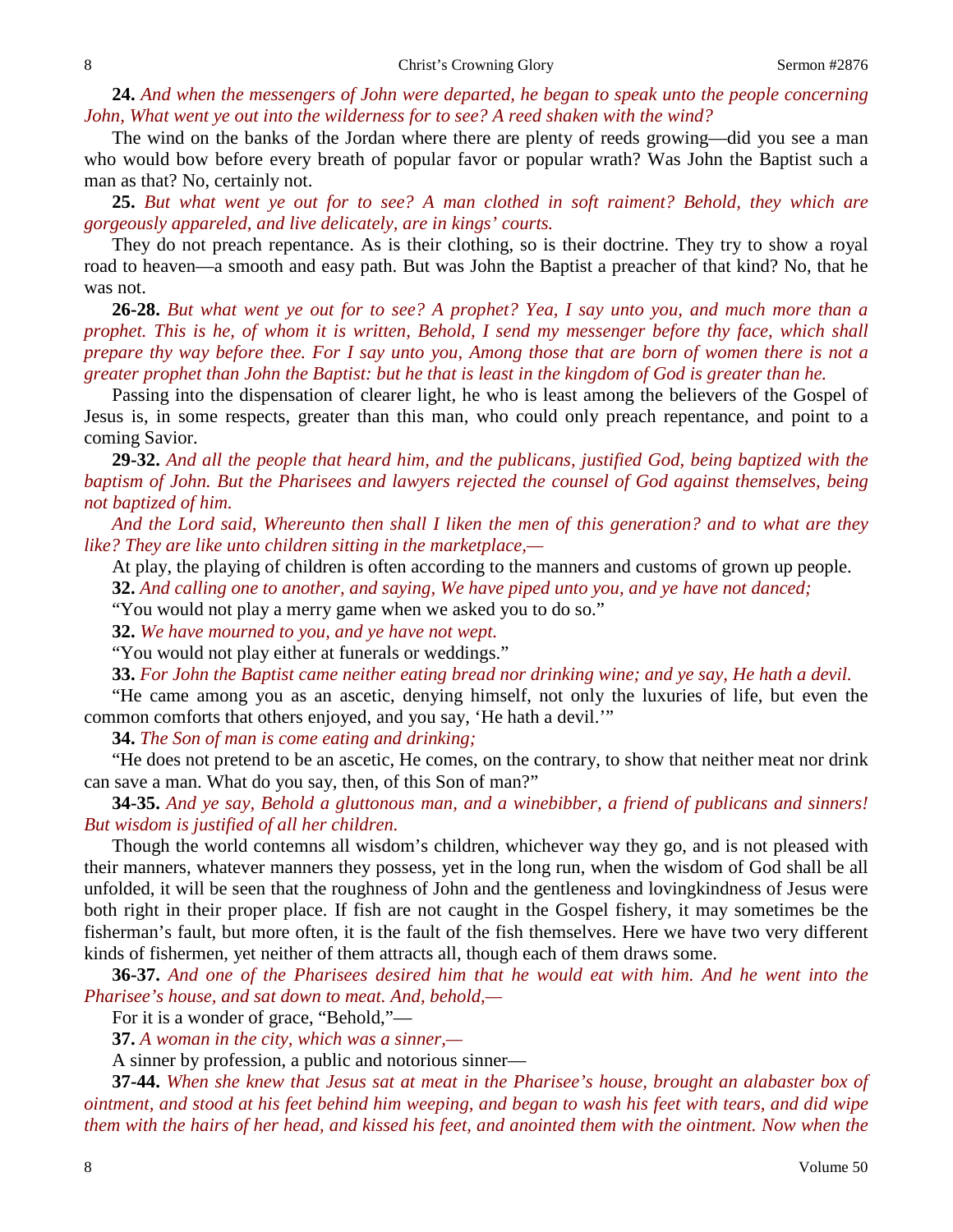**24.** *And when the messengers of John were departed, he began to speak unto the people concerning John, What went ye out into the wilderness for to see? A reed shaken with the wind?*

The wind on the banks of the Jordan where there are plenty of reeds growing—did you see a man who would bow before every breath of popular favor or popular wrath? Was John the Baptist such a man as that? No, certainly not.

**25.** *But what went ye out for to see? A man clothed in soft raiment? Behold, they which are gorgeously appareled, and live delicately, are in kings' courts.*

They do not preach repentance. As is their clothing, so is their doctrine. They try to show a royal road to heaven—a smooth and easy path. But was John the Baptist a preacher of that kind? No, that he was not.

**26-28.** *But what went ye out for to see? A prophet? Yea, I say unto you, and much more than a prophet. This is he, of whom it is written, Behold, I send my messenger before thy face, which shall prepare thy way before thee. For I say unto you, Among those that are born of women there is not a greater prophet than John the Baptist: but he that is least in the kingdom of God is greater than he.*

Passing into the dispensation of clearer light, he who is least among the believers of the Gospel of Jesus is, in some respects, greater than this man, who could only preach repentance, and point to a coming Savior.

**29-32.** *And all the people that heard him, and the publicans, justified God, being baptized with the baptism of John. But the Pharisees and lawyers rejected the counsel of God against themselves, being not baptized of him.*

*And the Lord said, Whereunto then shall I liken the men of this generation? and to what are they like? They are like unto children sitting in the marketplace,—*

At play, the playing of children is often according to the manners and customs of grown up people.

**32.** *And calling one to another, and saying, We have piped unto you, and ye have not danced;*

"You would not play a merry game when we asked you to do so."

**32.** *We have mourned to you, and ye have not wept.*

"You would not play either at funerals or weddings."

**33.** *For John the Baptist came neither eating bread nor drinking wine; and ye say, He hath a devil.*

"He came among you as an ascetic, denying himself, not only the luxuries of life, but even the common comforts that others enjoyed, and you say, 'He hath a devil.'"

**34.** *The Son of man is come eating and drinking;*

"He does not pretend to be an ascetic, He comes, on the contrary, to show that neither meat nor drink can save a man. What do you say, then, of this Son of man?"

**34-35.** *And ye say, Behold a gluttonous man, and a winebibber, a friend of publicans and sinners! But wisdom is justified of all her children.*

Though the world contemns all wisdom's children, whichever way they go, and is not pleased with their manners, whatever manners they possess, yet in the long run, when the wisdom of God shall be all unfolded, it will be seen that the roughness of John and the gentleness and lovingkindness of Jesus were both right in their proper place. If fish are not caught in the Gospel fishery, it may sometimes be the fisherman's fault, but more often, it is the fault of the fish themselves. Here we have two very different kinds of fishermen, yet neither of them attracts all, though each of them draws some.

**36-37.** *And one of the Pharisees desired him that he would eat with him. And he went into the Pharisee's house, and sat down to meat. And, behold,—*

For it is a wonder of grace, "Behold,"—

**37.** *A woman in the city, which was a sinner,—*

A sinner by profession, a public and notorious sinner—

**37-44.** *When she knew that Jesus sat at meat in the Pharisee's house, brought an alabaster box of ointment, and stood at his feet behind him weeping, and began to wash his feet with tears, and did wipe them with the hairs of her head, and kissed his feet, and anointed them with the ointment. Now when the*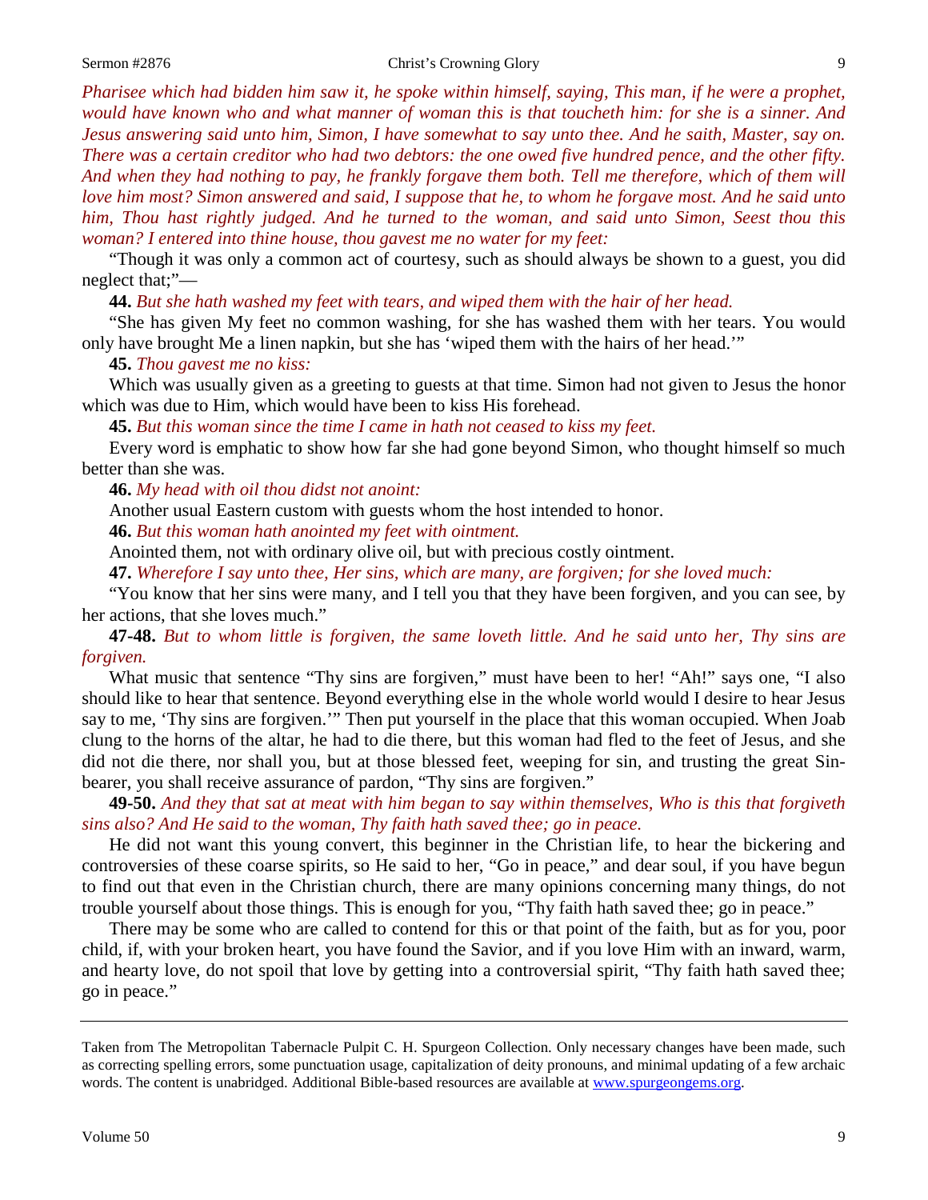*Pharisee which had bidden him saw it, he spoke within himself, saying, This man, if he were a prophet, would have known who and what manner of woman this is that toucheth him: for she is a sinner. And Jesus answering said unto him, Simon, I have somewhat to say unto thee. And he saith, Master, say on. There was a certain creditor who had two debtors: the one owed five hundred pence, and the other fifty. And when they had nothing to pay, he frankly forgave them both. Tell me therefore, which of them will love him most? Simon answered and said, I suppose that he, to whom he forgave most. And he said unto him, Thou hast rightly judged. And he turned to the woman, and said unto Simon, Seest thou this woman? I entered into thine house, thou gavest me no water for my feet:*

"Though it was only a common act of courtesy, such as should always be shown to a guest, you did neglect that;"—

**44.** *But she hath washed my feet with tears, and wiped them with the hair of her head.*

"She has given My feet no common washing, for she has washed them with her tears. You would only have brought Me a linen napkin, but she has 'wiped them with the hairs of her head.'"

**45.** *Thou gavest me no kiss:*

Which was usually given as a greeting to guests at that time. Simon had not given to Jesus the honor which was due to Him, which would have been to kiss His forehead.

**45.** *But this woman since the time I came in hath not ceased to kiss my feet.*

Every word is emphatic to show how far she had gone beyond Simon, who thought himself so much better than she was.

**46.** *My head with oil thou didst not anoint:*

Another usual Eastern custom with guests whom the host intended to honor.

**46.** *But this woman hath anointed my feet with ointment.*

Anointed them, not with ordinary olive oil, but with precious costly ointment.

**47.** *Wherefore I say unto thee, Her sins, which are many, are forgiven; for she loved much:*

"You know that her sins were many, and I tell you that they have been forgiven, and you can see, by her actions, that she loves much."

**47-48.** *But to whom little is forgiven, the same loveth little. And he said unto her, Thy sins are forgiven.*

What music that sentence "Thy sins are forgiven," must have been to her! "Ah!" says one, "I also should like to hear that sentence. Beyond everything else in the whole world would I desire to hear Jesus say to me, 'Thy sins are forgiven.'" Then put yourself in the place that this woman occupied. When Joab clung to the horns of the altar, he had to die there, but this woman had fled to the feet of Jesus, and she did not die there, nor shall you, but at those blessed feet, weeping for sin, and trusting the great Sin-bearer, you shall receive assurance of pardon, "Thy sins are forgiven."

**49-50.** *And they that sat at meat with him began to say within themselves, Who is this that forgiveth sins also? And He said to the woman, Thy faith hath saved thee; go in peace.*

He did not want this young convert, this beginner in the Christian life, to hear the bickering and controversies of these coarse spirits, so He said to her, "Go in peace," and dear soul, if you have begun to find out that even in the Christian church, there are many opinions concerning many things, do not trouble yourself about those things. This is enough for you, "Thy faith hath saved thee; go in peace."

There may be some who are called to contend for this or that point of the faith, but as for you, poor child, if, with your broken heart, you have found the Savior, and if you love Him with an inward, warm, and hearty love, do not spoil that love by getting into a controversial spirit, "Thy faith hath saved thee; go in peace."

---

Taken from The Metropolitan Tabernacle Pulpit C. H. Spurgeon Collection. Only necessary changes have been made, such as correcting spelling errors, some punctuation usage, capitalization of deity pronouns, and minimal updating of a few archaic words. The content is unabridged. Additional Bible-based resources are available at www.spurgeongems.org.